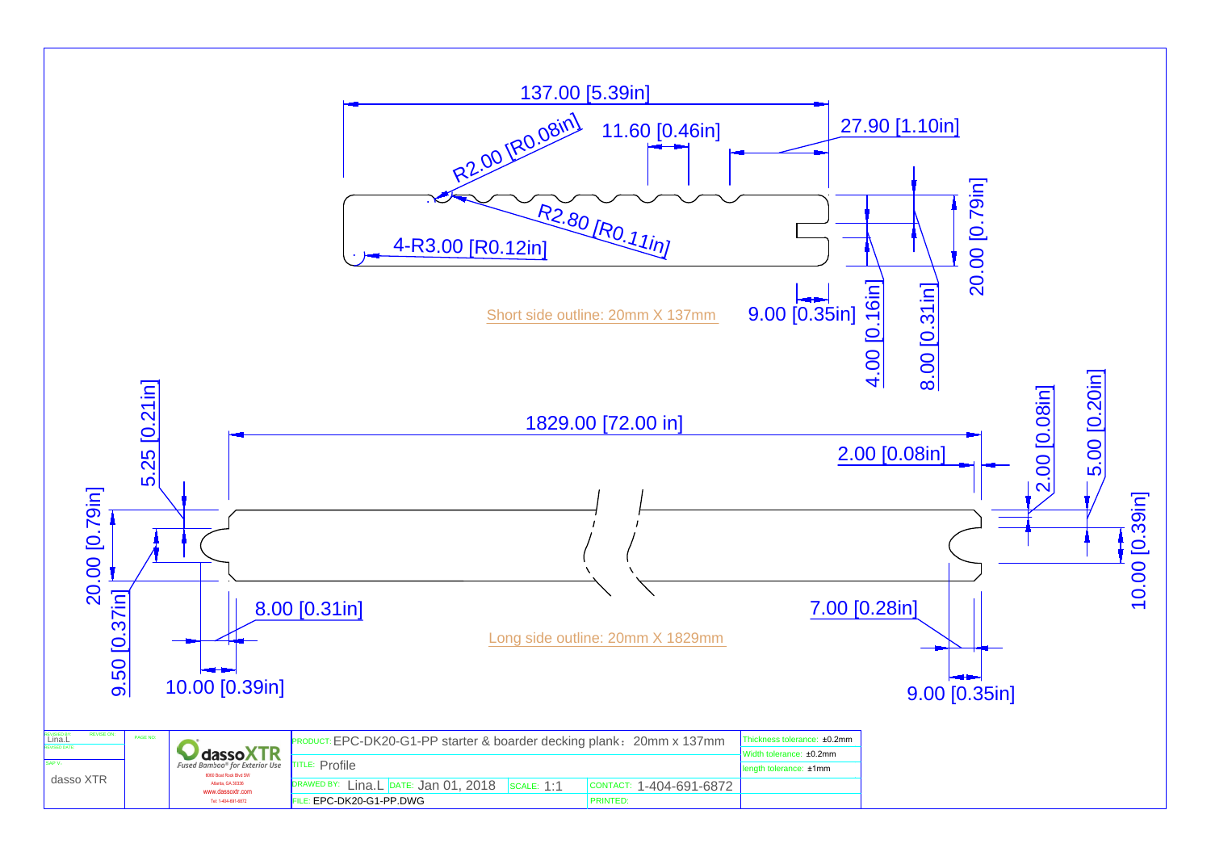137.00 [5.39in]

R2.00 [R0.08in]

11.60 [0.46in]

27.90 [1.10in]

R2.80 [R0.11in]

4-R3.00 [R0.12in]

20.00 [0.79in]

9.00 [0.35in]

4.00 [0.16in]

8.00 [0.31in]

Short side outline: 20mm X 137mm

1829.00 [72.00 in]

5.25 [0.21in]

20.00 [0.79in]

9.50 [0.37in]

8.00 [0.31in]

10.00 [0.39in]

2.00 [0.08in]

2.00 [0.08in]

5.00 [0.20in]

10.00 [0.39in]

7.00 [0.28in]

9.00 [0.35in]

Long side outline: 20mm X 1829mm

| REVISED BY: Lina.L | REVISE ON: | PAGE NO: | dassoXTR Fused Bamboo® for Exterior Use, 6060 Boat Rock Blvd SW, Atlanta, GA 30336, www.dassoxtr.com, Tel: 1-404-691-6872 | PRODUCT: EPC-DK20-G1-PP starter & boarder decking plank：20mm x 137mm | | | | Thickness tolerance: ±0.2mm |
|---|---|---|---|---|---|---|---|---|
| REVISED DATE: | | | | TITLE: Profile | | | | Width tolerance: ±0.2mm |
| SAP V: | | | | | | | | length tolerance: ±1mm |
| dasso XTR | | | | DRAWED BY: Lina.L | DATE: Jan 01, 2018 | SCALE: 1:1 | CONTACT: 1-404-691-6872 | |
| | | | | FILE: EPC-DK20-G1-PP.DWG | | | PRINTED: | |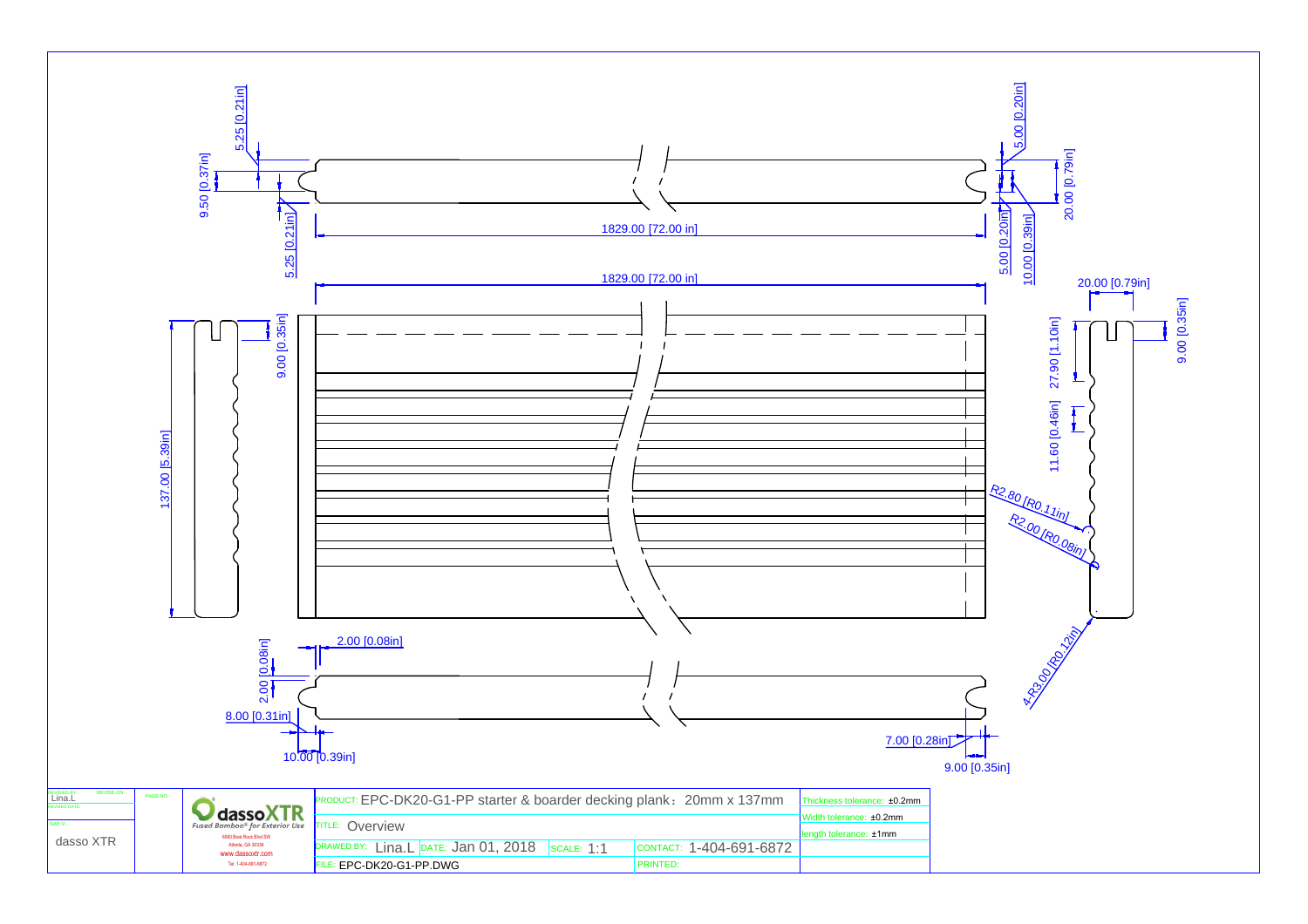5.25 [0.21in]

9.50 [0.37in]

5.25 [0.21in]

1829.00 [72.00 in]

5.00 [0.20in]

20.00 [0.79in]

5.00 [0.20in]

10.00 [0.39in]

1829.00 [72.00 in]

20.00 [0.79in]

9.00 [0.35in]

137.00 [5.39in]

9.00 [0.35in]

27.90 [1.10in]

11.60 [0.46in]

R2.80 [R0.11in]

R2.00 [R0.08in]

4-R3.00 [R0.12in]

2.00 [0.08in]

2.00 [0.08in]

8.00 [0.31in]

10.00 [0.39in]

7.00 [0.28in]

9.00 [0.35in]

| | | | | |
|---|---|---|---|---|
| REVISED BY: Lina.L | REVISE ON: | PAGE NO: | dassoXTR Fused Bamboo® for Exterior Use<br>6060 Boat Rock Blvd SW<br>Atlanta, GA 30336<br>www.dassoxtr.com<br>Tel: 1-404-691-6872 | PRODUCT: EPC-DK20-G1-PP starter & boarder decking plank：20mm x 137mm |
| REVISED DATE: | | | | TITLE: Overview |
| SAP V: | | | | DRAWED BY: Lina.L DATE: Jan 01, 2018 SCALE: 1:1 CONTACT: 1-404-691-6872 |
| dasso XTR | | | | FILE: EPC-DK20-G1-PP.DWG PRINTED: |

Thickness tolerance: ±0.2mm

Width tolerance: ±0.2mm

length tolerance: ±1mm